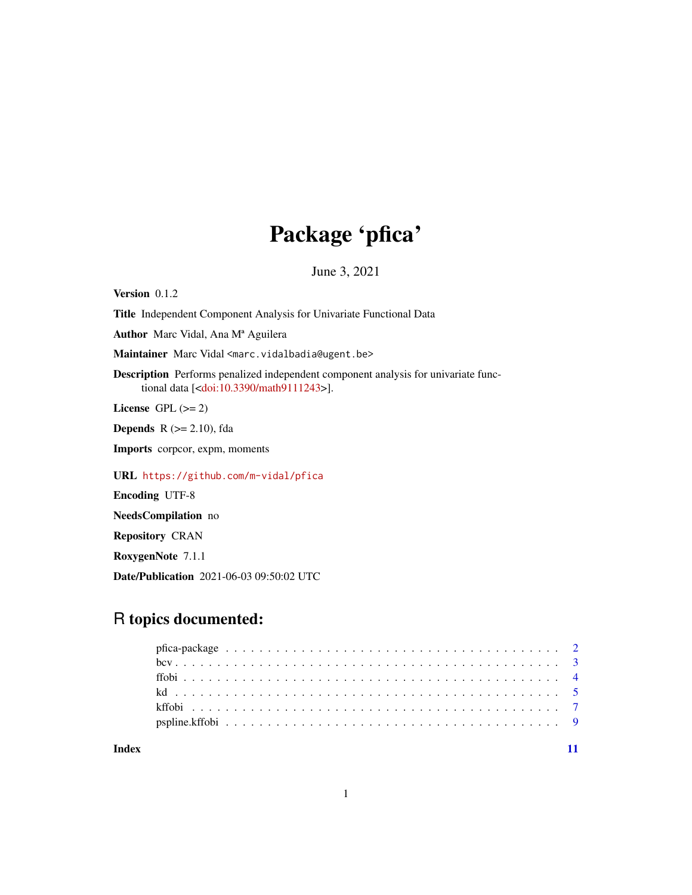# Package 'pfica'

June 3, 2021

**Version** 0.1.2

**Title** Independent Component Analysis for Univariate Functional Data

**Author** Marc Vidal, Ana Mª Aguilera

**Maintainer** Marc Vidal <marc.vidalbadia@ugent.be>

**Description** Performs penalized independent component analysis for univariate functional data [<doi:10.3390/math9111243>].

**License** GPL (>= 2)

**Depends** R (>= 2.10), fda

**Imports** corpcor, expm, moments

**URL** https://github.com/m-vidal/pfica

**Encoding** UTF-8

**NeedsCompilation** no

**Repository** CRAN

**RoxygenNote** 7.1.1

**Date/Publication** 2021-06-03 09:50:02 UTC

## R topics documented:

- pfica-package . . . . . . . . . . . . . . . . . . . . . . . . . . . . . . . . . . . . . . . 2
- bcv . . . . . . . . . . . . . . . . . . . . . . . . . . . . . . . . . . . . . . . . . . . . 3
- ffobi . . . . . . . . . . . . . . . . . . . . . . . . . . . . . . . . . . . . . . . . . . . 4
- kd . . . . . . . . . . . . . . . . . . . . . . . . . . . . . . . . . . . . . . . . . . . . 5
- kffobi . . . . . . . . . . . . . . . . . . . . . . . . . . . . . . . . . . . . . . . . . . 7
- pspline.kffobi . . . . . . . . . . . . . . . . . . . . . . . . . . . . . . . . . . . . . . 9

**Index** **11**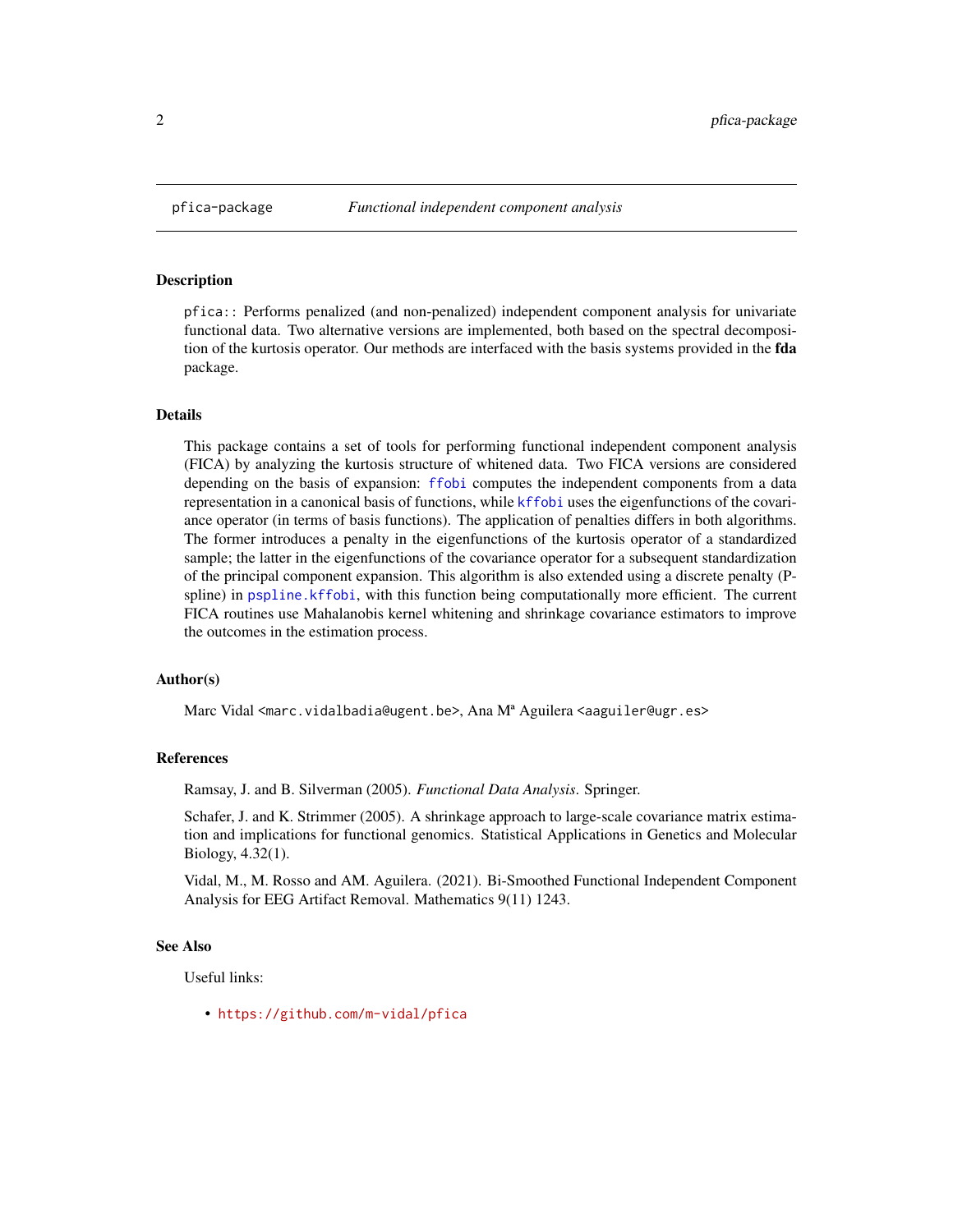pfica-package *Functional independent component analysis*

## Description

pfica:: Performs penalized (and non-penalized) independent component analysis for univariate functional data. Two alternative versions are implemented, both based on the spectral decomposition of the kurtosis operator. Our methods are interfaced with the basis systems provided in the **fda** package.

## Details

This package contains a set of tools for performing functional independent component analysis (FICA) by analyzing the kurtosis structure of whitened data. Two FICA versions are considered depending on the basis of expansion: `ffobi` computes the independent components from a data representation in a canonical basis of functions, while `kffobi` uses the eigenfunctions of the covariance operator (in terms of basis functions). The application of penalties differs in both algorithms. The former introduces a penalty in the eigenfunctions of the kurtosis operator of a standardized sample; the latter in the eigenfunctions of the covariance operator for a subsequent standardization of the principal component expansion. This algorithm is also extended using a discrete penalty (P-spline) in `pspline.kffobi`, with this function being computationally more efficient. The current FICA routines use Mahalanobis kernel whitening and shrinkage covariance estimators to improve the outcomes in the estimation process.

## Author(s)

Marc Vidal <marc.vidalbadia@ugent.be>, Ana Mª Aguilera <aaguiler@ugr.es>

## References

Ramsay, J. and B. Silverman (2005). *Functional Data Analysis*. Springer.

Schafer, J. and K. Strimmer (2005). A shrinkage approach to large-scale covariance matrix estimation and implications for functional genomics. Statistical Applications in Genetics and Molecular Biology, 4.32(1).

Vidal, M., M. Rosso and AM. Aguilera. (2021). Bi-Smoothed Functional Independent Component Analysis for EEG Artifact Removal. Mathematics 9(11) 1243.

## See Also

Useful links:

- https://github.com/m-vidal/pfica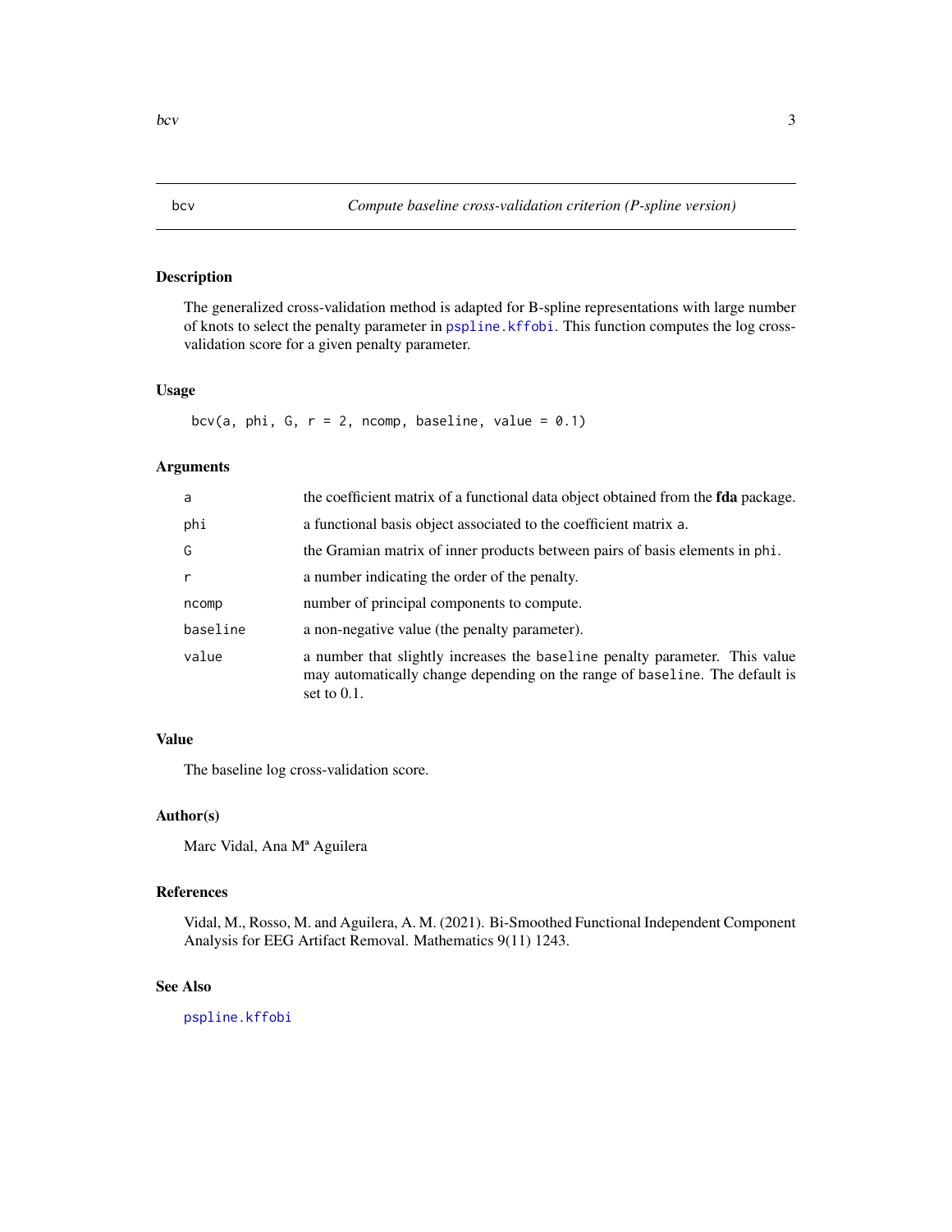# bcv — Compute baseline cross-validation criterion (P-spline version)

## Description

The generalized cross-validation method is adapted for B-spline representations with large number of knots to select the penalty parameter in pspline.kffobi. This function computes the log cross-validation score for a given penalty parameter.

## Usage

```
bcv(a, phi, G, r = 2, ncomp, baseline, value = 0.1)
```

## Arguments

| Argument | Description |
| --- | --- |
| a | the coefficient matrix of a functional data object obtained from the **fda** package. |
| phi | a functional basis object associated to the coefficient matrix a. |
| G | the Gramian matrix of inner products between pairs of basis elements in phi. |
| r | a number indicating the order of the penalty. |
| ncomp | number of principal components to compute. |
| baseline | a non-negative value (the penalty parameter). |
| value | a number that slightly increases the baseline penalty parameter. This value may automatically change depending on the range of baseline. The default is set to 0.1. |

## Value

The baseline log cross-validation score.

## Author(s)

Marc Vidal, Ana Mª Aguilera

## References

Vidal, M., Rosso, M. and Aguilera, A. M. (2021). Bi-Smoothed Functional Independent Component Analysis for EEG Artifact Removal. Mathematics 9(11) 1243.

## See Also

pspline.kffobi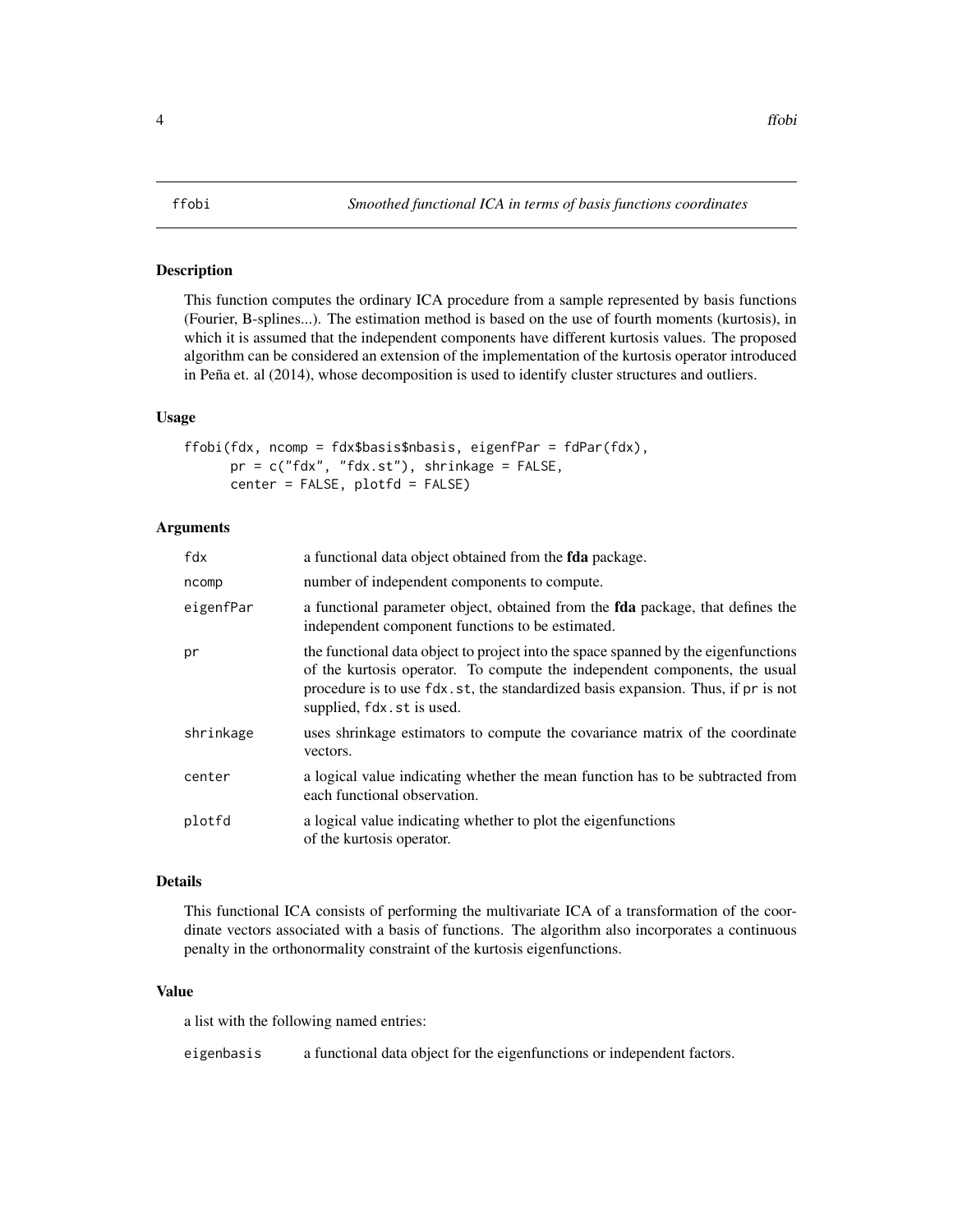# ffobi — *Smoothed functional ICA in terms of basis functions coordinates*

## Description

This function computes the ordinary ICA procedure from a sample represented by basis functions (Fourier, B-splines...). The estimation method is based on the use of fourth moments (kurtosis), in which it is assumed that the independent components have different kurtosis values. The proposed algorithm can be considered an extension of the implementation of the kurtosis operator introduced in Peña et. al (2014), whose decomposition is used to identify cluster structures and outliers.

## Usage

```
ffobi(fdx, ncomp = fdx$basis$nbasis, eigenfPar = fdPar(fdx),
      pr = c("fdx", "fdx.st"), shrinkage = FALSE,
      center = FALSE, plotfd = FALSE)
```

## Arguments

| | |
|---|---|
| `fdx` | a functional data object obtained from the **fda** package. |
| `ncomp` | number of independent components to compute. |
| `eigenfPar` | a functional parameter object, obtained from the **fda** package, that defines the independent component functions to be estimated. |
| `pr` | the functional data object to project into the space spanned by the eigenfunctions of the kurtosis operator. To compute the independent components, the usual procedure is to use `fdx.st`, the standardized basis expansion. Thus, if `pr` is not supplied, `fdx.st` is used. |
| `shrinkage` | uses shrinkage estimators to compute the covariance matrix of the coordinate vectors. |
| `center` | a logical value indicating whether the mean function has to be subtracted from each functional observation. |
| `plotfd` | a logical value indicating whether to plot the eigenfunctions of the kurtosis operator. |

## Details

This functional ICA consists of performing the multivariate ICA of a transformation of the coordinate vectors associated with a basis of functions. The algorithm also incorporates a continuous penalty in the orthonormality constraint of the kurtosis eigenfunctions.

## Value

a list with the following named entries:

| | |
|---|---|
| `eigenbasis` | a functional data object for the eigenfunctions or independent factors. |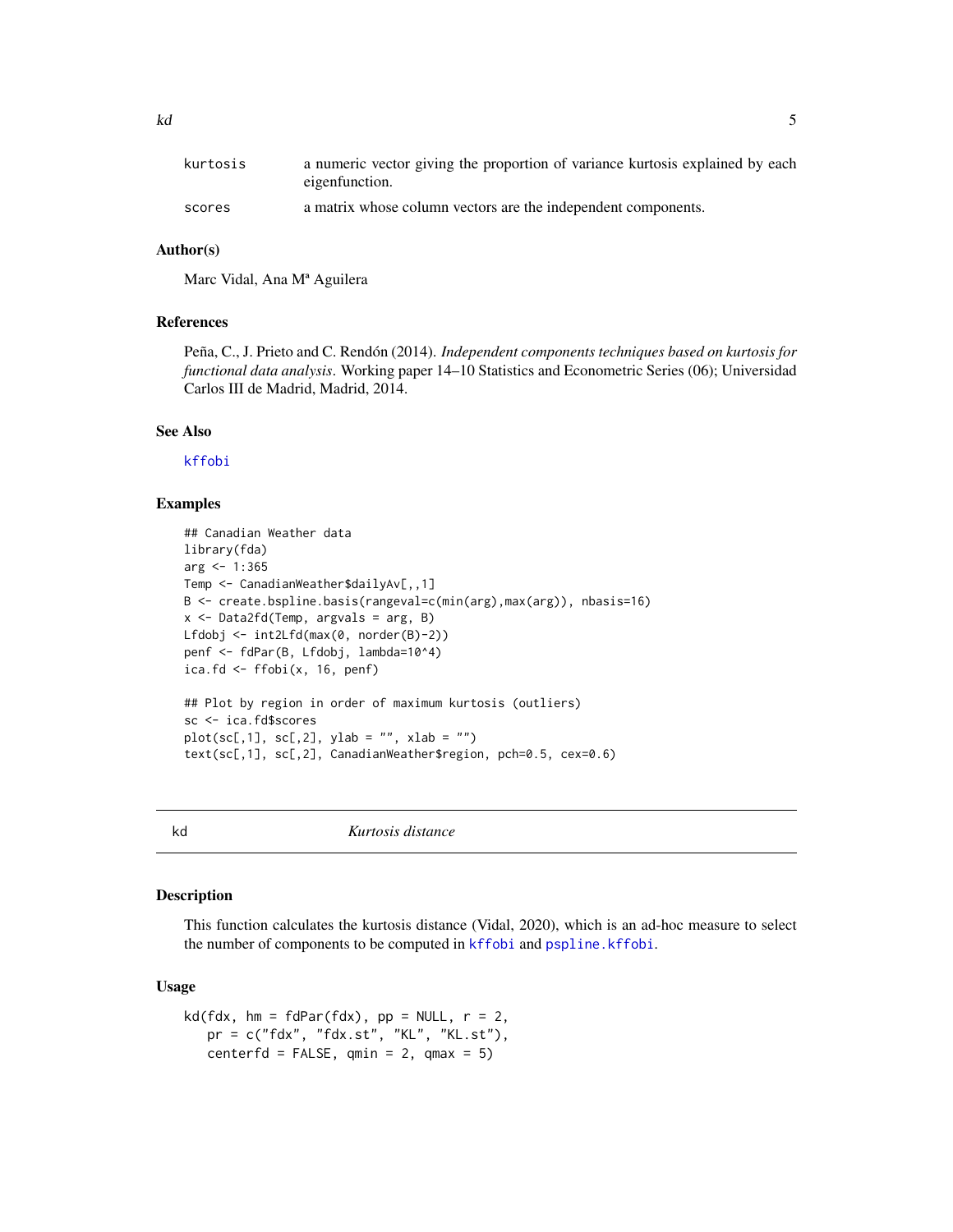| | |
|---|---|
| kurtosis | a numeric vector giving the proportion of variance kurtosis explained by each eigenfunction. |
| scores | a matrix whose column vectors are the independent components. |

### Author(s)

Marc Vidal, Ana Mª Aguilera

### References

Peña, C., J. Prieto and C. Rendón (2014). *Independent components techniques based on kurtosis for functional data analysis*. Working paper 14–10 Statistics and Econometric Series (06); Universidad Carlos III de Madrid, Madrid, 2014.

### See Also

kffobi

### Examples

```
## Canadian Weather data
library(fda)
arg <- 1:365
Temp <- CanadianWeather$dailyAv[,,1]
B <- create.bspline.basis(rangeval=c(min(arg),max(arg)), nbasis=16)
x <- Data2fd(Temp, argvals = arg, B)
Lfdobj <- int2Lfd(max(0, norder(B)-2))
penf <- fdPar(B, Lfdobj, lambda=10^4)
ica.fd <- ffobi(x, 16, penf)

## Plot by region in order of maximum kurtosis (outliers)
sc <- ica.fd$scores
plot(sc[,1], sc[,2], ylab = "", xlab = "")
text(sc[,1], sc[,2], CanadianWeather$region, pch=0.5, cex=0.6)
```

## kd — *Kurtosis distance*

### Description

This function calculates the kurtosis distance (Vidal, 2020), which is an ad-hoc measure to select the number of components to be computed in kffobi and pspline.kffobi.

### Usage

```
kd(fdx, hm = fdPar(fdx), pp = NULL, r = 2,
   pr = c("fdx", "fdx.st", "KL", "KL.st"),
   centerfd = FALSE, qmin = 2, qmax = 5)
```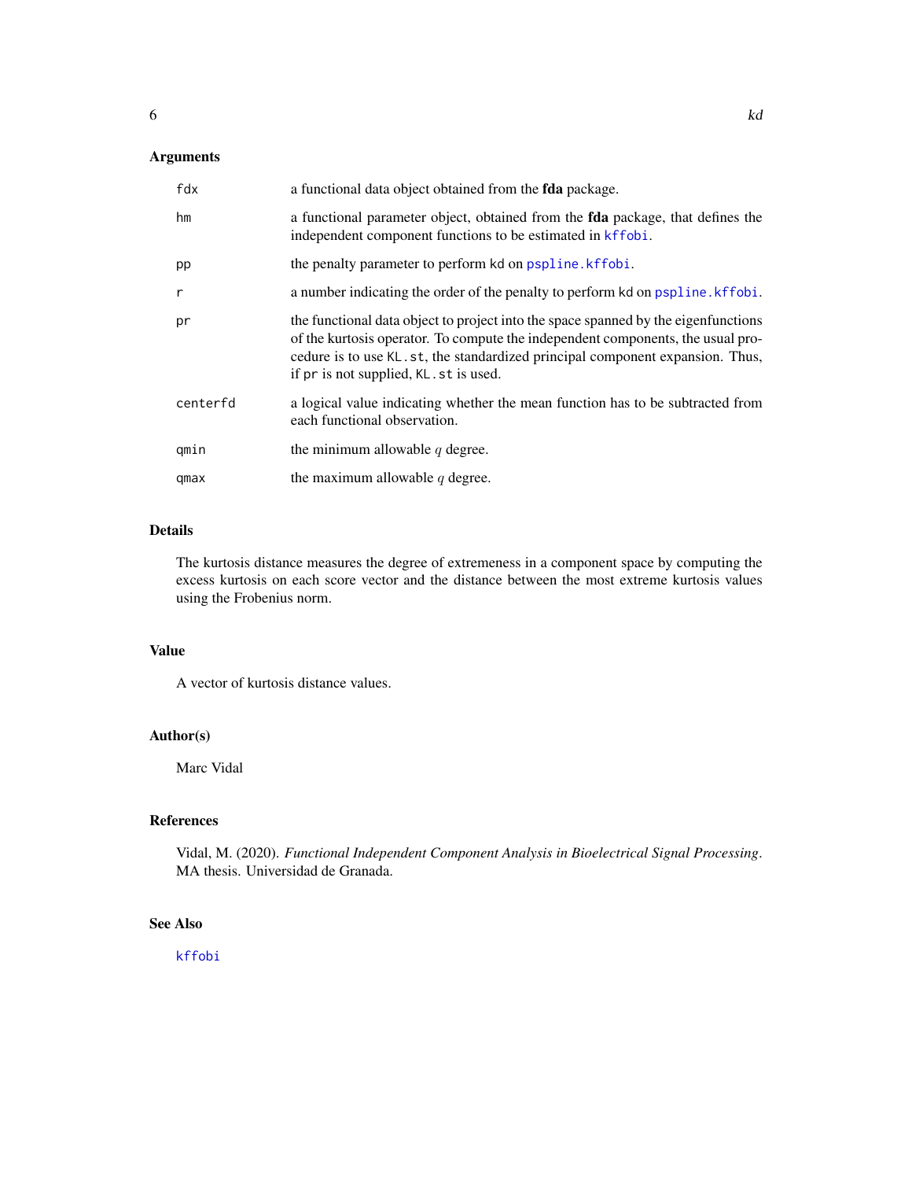## Arguments

| | |
|---|---|
| `fdx` | a functional data object obtained from the **fda** package. |
| `hm` | a functional parameter object, obtained from the **fda** package, that defines the independent component functions to be estimated in `kffobi`. |
| `pp` | the penalty parameter to perform kd on `pspline.kffobi`. |
| `r` | a number indicating the order of the penalty to perform kd on `pspline.kffobi`. |
| `pr` | the functional data object to project into the space spanned by the eigenfunctions of the kurtosis operator. To compute the independent components, the usual procedure is to use `KL.st`, the standardized principal component expansion. Thus, if `pr` is not supplied, `KL.st` is used. |
| `centerfd` | a logical value indicating whether the mean function has to be subtracted from each functional observation. |
| `qmin` | the minimum allowable $q$ degree. |
| `qmax` | the maximum allowable $q$ degree. |

## Details

The kurtosis distance measures the degree of extremeness in a component space by computing the excess kurtosis on each score vector and the distance between the most extreme kurtosis values using the Frobenius norm.

## Value

A vector of kurtosis distance values.

## Author(s)

Marc Vidal

## References

Vidal, M. (2020). *Functional Independent Component Analysis in Bioelectrical Signal Processing*. MA thesis. Universidad de Granada.

## See Also

`kffobi`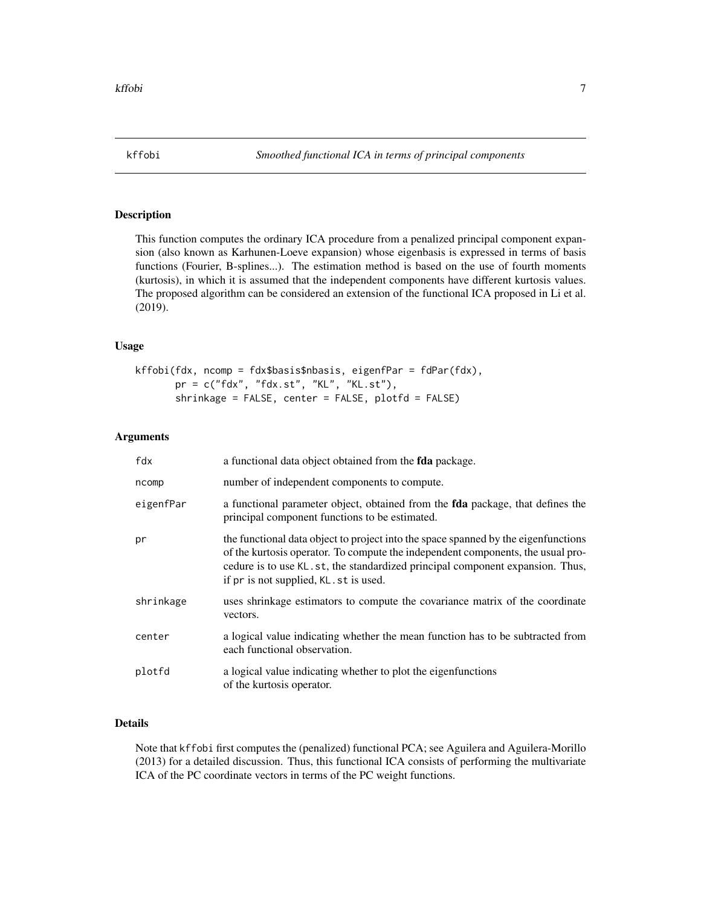# kffobi — *Smoothed functional ICA in terms of principal components*

## Description

This function computes the ordinary ICA procedure from a penalized principal component expansion (also known as Karhunen-Loeve expansion) whose eigenbasis is expressed in terms of basis functions (Fourier, B-splines...). The estimation method is based on the use of fourth moments (kurtosis), in which it is assumed that the independent components have different kurtosis values. The proposed algorithm can be considered an extension of the functional ICA proposed in Li et al. (2019).

## Usage

```
kffobi(fdx, ncomp = fdx$basis$nbasis, eigenfPar = fdPar(fdx),
       pr = c("fdx", "fdx.st", "KL", "KL.st"),
       shrinkage = FALSE, center = FALSE, plotfd = FALSE)
```

## Arguments

| Argument | Description |
|---|---|
| `fdx` | a functional data object obtained from the **fda** package. |
| `ncomp` | number of independent components to compute. |
| `eigenfPar` | a functional parameter object, obtained from the **fda** package, that defines the principal component functions to be estimated. |
| `pr` | the functional data object to project into the space spanned by the eigenfunctions of the kurtosis operator. To compute the independent components, the usual procedure is to use `KL.st`, the standardized principal component expansion. Thus, if `pr` is not supplied, `KL.st` is used. |
| `shrinkage` | uses shrinkage estimators to compute the covariance matrix of the coordinate vectors. |
| `center` | a logical value indicating whether the mean function has to be subtracted from each functional observation. |
| `plotfd` | a logical value indicating whether to plot the eigenfunctions of the kurtosis operator. |

## Details

Note that `kffobi` first computes the (penalized) functional PCA; see Aguilera and Aguilera-Morillo (2013) for a detailed discussion. Thus, this functional ICA consists of performing the multivariate ICA of the PC coordinate vectors in terms of the PC weight functions.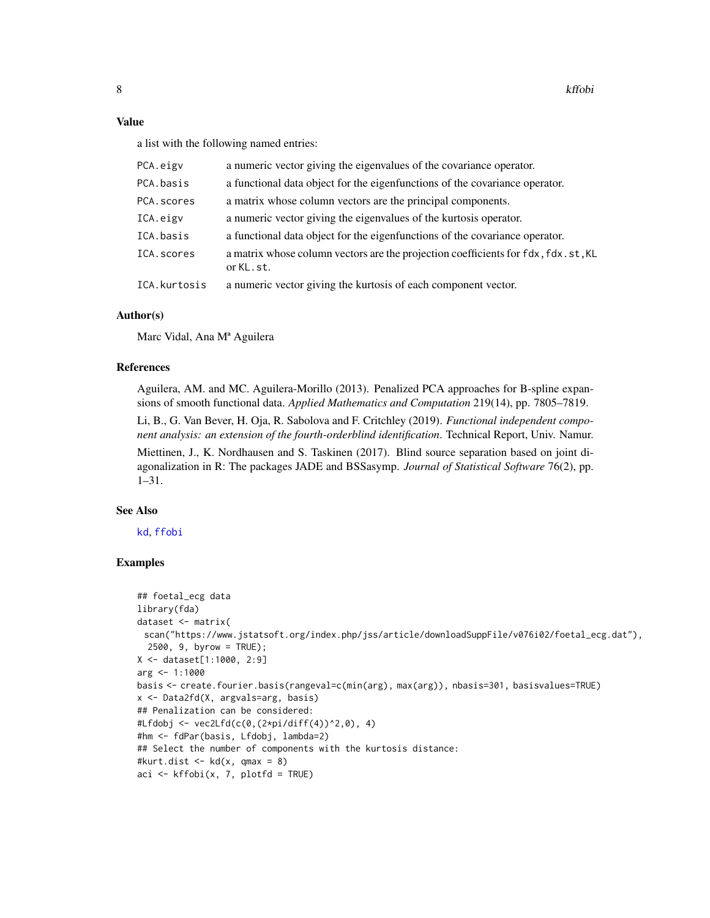## Value

a list with the following named entries:

| | |
|---|---|
| PCA.eigv | a numeric vector giving the eigenvalues of the covariance operator. |
| PCA.basis | a functional data object for the eigenfunctions of the covariance operator. |
| PCA.scores | a matrix whose column vectors are the principal components. |
| ICA.eigv | a numeric vector giving the eigenvalues of the kurtosis operator. |
| ICA.basis | a functional data object for the eigenfunctions of the covariance operator. |
| ICA.scores | a matrix whose column vectors are the projection coefficients for fdx, fdx.st, KL or KL.st. |
| ICA.kurtosis | a numeric vector giving the kurtosis of each component vector. |

## Author(s)

Marc Vidal, Ana Mª Aguilera

## References

Aguilera, AM. and MC. Aguilera-Morillo (2013). Penalized PCA approaches for B-spline expansions of smooth functional data. *Applied Mathematics and Computation* 219(14), pp. 7805–7819.

Li, B., G. Van Bever, H. Oja, R. Sabolova and F. Critchley (2019). *Functional independent component analysis: an extension of the fourth-orderblind identification*. Technical Report, Univ. Namur.

Miettinen, J., K. Nordhausen and S. Taskinen (2017). Blind source separation based on joint diagonalization in R: The packages JADE and BSSasymp. *Journal of Statistical Software* 76(2), pp. 1–31.

## See Also

kd, ffobi

## Examples

```
## foetal_ecg data
library(fda)
dataset <- matrix(
 scan("https://www.jstatsoft.org/index.php/jss/article/downloadSuppFile/v076i02/foetal_ecg.dat"),
  2500, 9, byrow = TRUE);
X <- dataset[1:1000, 2:9]
arg <- 1:1000
basis <- create.fourier.basis(rangeval=c(min(arg), max(arg)), nbasis=301, basisvalues=TRUE)
x <- Data2fd(X, argvals=arg, basis)
## Penalization can be considered:
#Lfdobj <- vec2Lfd(c(0,(2*pi/diff(4))^2,0), 4)
#hm <- fdPar(basis, Lfdobj, lambda=2)
## Select the number of components with the kurtosis distance:
#kurt.dist <- kd(x, qmax = 8)
aci <- kffobi(x, 7, plotfd = TRUE)
```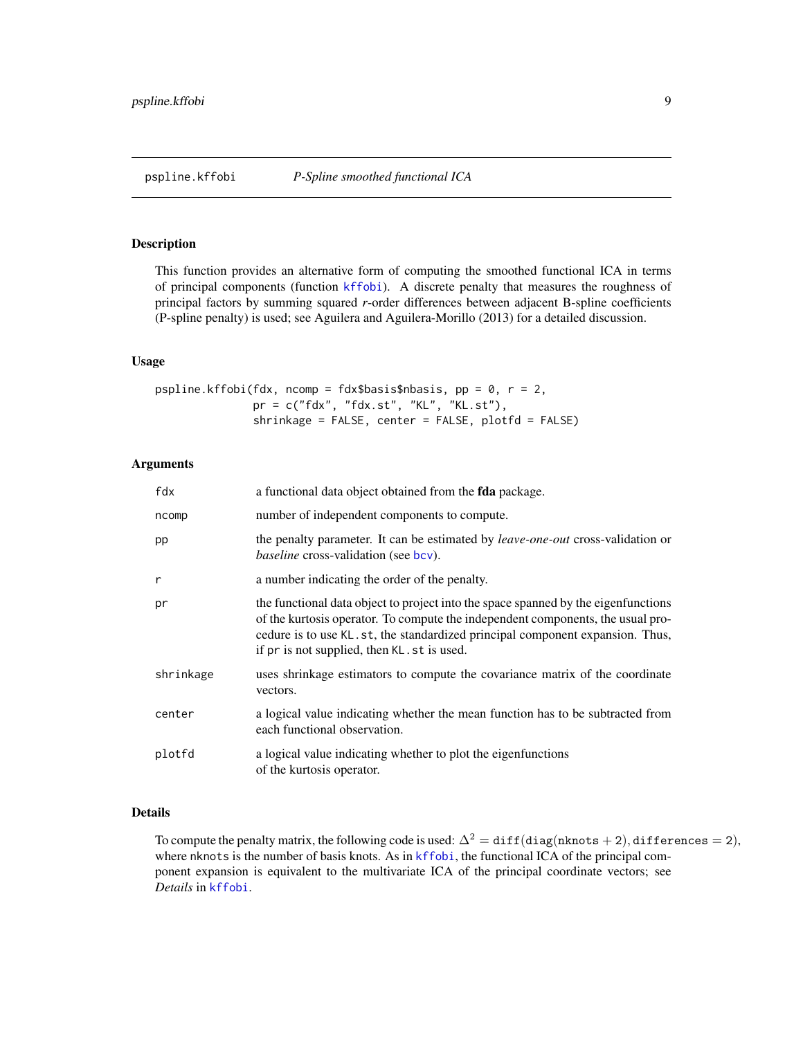## pspline.kffobi *P-Spline smoothed functional ICA*

### Description

This function provides an alternative form of computing the smoothed functional ICA in terms of principal components (function kffobi). A discrete penalty that measures the roughness of principal factors by summing squared *r*-order differences between adjacent B-spline coefficients (P-spline penalty) is used; see Aguilera and Aguilera-Morillo (2013) for a detailed discussion.

### Usage

```
pspline.kffobi(fdx, ncomp = fdx$basis$nbasis, pp = 0, r = 2,
               pr = c("fdx", "fdx.st", "KL", "KL.st"),
               shrinkage = FALSE, center = FALSE, plotfd = FALSE)
```

### Arguments

| | |
|---|---|
| fdx | a functional data object obtained from the **fda** package. |
| ncomp | number of independent components to compute. |
| pp | the penalty parameter. It can be estimated by *leave-one-out* cross-validation or *baseline* cross-validation (see bcv). |
| r | a number indicating the order of the penalty. |
| pr | the functional data object to project into the space spanned by the eigenfunctions of the kurtosis operator. To compute the independent components, the usual procedure is to use KL.st, the standardized principal component expansion. Thus, if pr is not supplied, then KL.st is used. |
| shrinkage | uses shrinkage estimators to compute the covariance matrix of the coordinate vectors. |
| center | a logical value indicating whether the mean function has to be subtracted from each functional observation. |
| plotfd | a logical value indicating whether to plot the eigenfunctions of the kurtosis operator. |

### Details

To compute the penalty matrix, the following code is used: $\Delta^2 = \texttt{diff}(\texttt{diag}(\texttt{nknots} + 2), \texttt{differences} = 2)$, where nknots is the number of basis knots. As in kffobi, the functional ICA of the principal component expansion is equivalent to the multivariate ICA of the principal coordinate vectors; see *Details* in kffobi.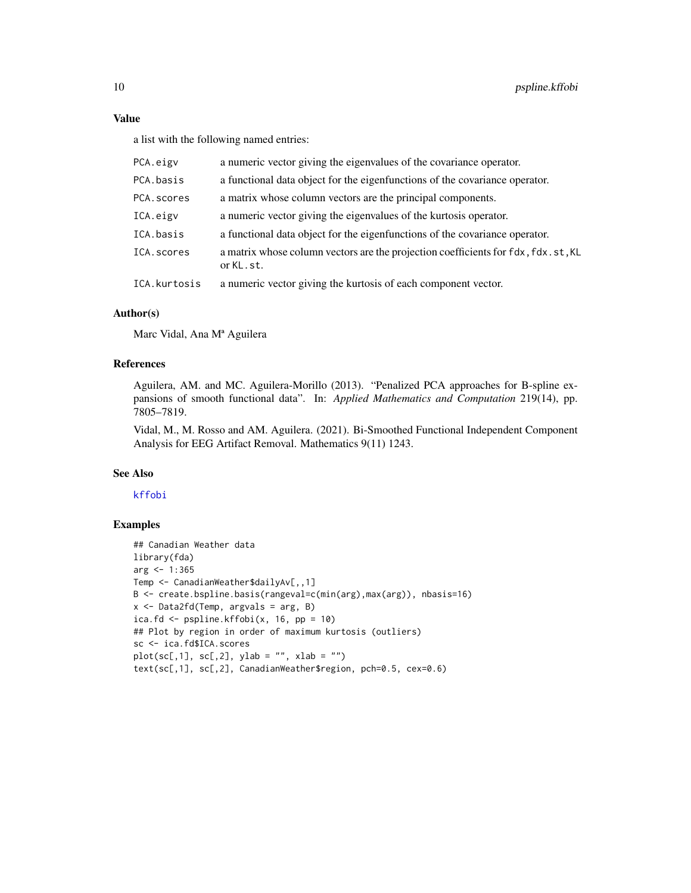## Value

a list with the following named entries:

| | |
|---|---|
| `PCA.eigv` | a numeric vector giving the eigenvalues of the covariance operator. |
| `PCA.basis` | a functional data object for the eigenfunctions of the covariance operator. |
| `PCA.scores` | a matrix whose column vectors are the principal components. |
| `ICA.eigv` | a numeric vector giving the eigenvalues of the kurtosis operator. |
| `ICA.basis` | a functional data object for the eigenfunctions of the covariance operator. |
| `ICA.scores` | a matrix whose column vectors are the projection coefficients for `fdx`, `fdx.st`, `KL` or `KL.st`. |
| `ICA.kurtosis` | a numeric vector giving the kurtosis of each component vector. |

## Author(s)

Marc Vidal, Ana Mª Aguilera

## References

Aguilera, AM. and MC. Aguilera-Morillo (2013). "Penalized PCA approaches for B-spline expansions of smooth functional data". In: *Applied Mathematics and Computation* 219(14), pp. 7805–7819.

Vidal, M., M. Rosso and AM. Aguilera. (2021). Bi-Smoothed Functional Independent Component Analysis for EEG Artifact Removal. Mathematics 9(11) 1243.

## See Also

kffobi

## Examples

```
## Canadian Weather data
library(fda)
arg <- 1:365
Temp <- CanadianWeather$dailyAv[,,1]
B <- create.bspline.basis(rangeval=c(min(arg),max(arg)), nbasis=16)
x <- Data2fd(Temp, argvals = arg, B)
ica.fd <- pspline.kffobi(x, 16, pp = 10)
## Plot by region in order of maximum kurtosis (outliers)
sc <- ica.fd$ICA.scores
plot(sc[,1], sc[,2], ylab = "", xlab = "")
text(sc[,1], sc[,2], CanadianWeather$region, pch=0.5, cex=0.6)
```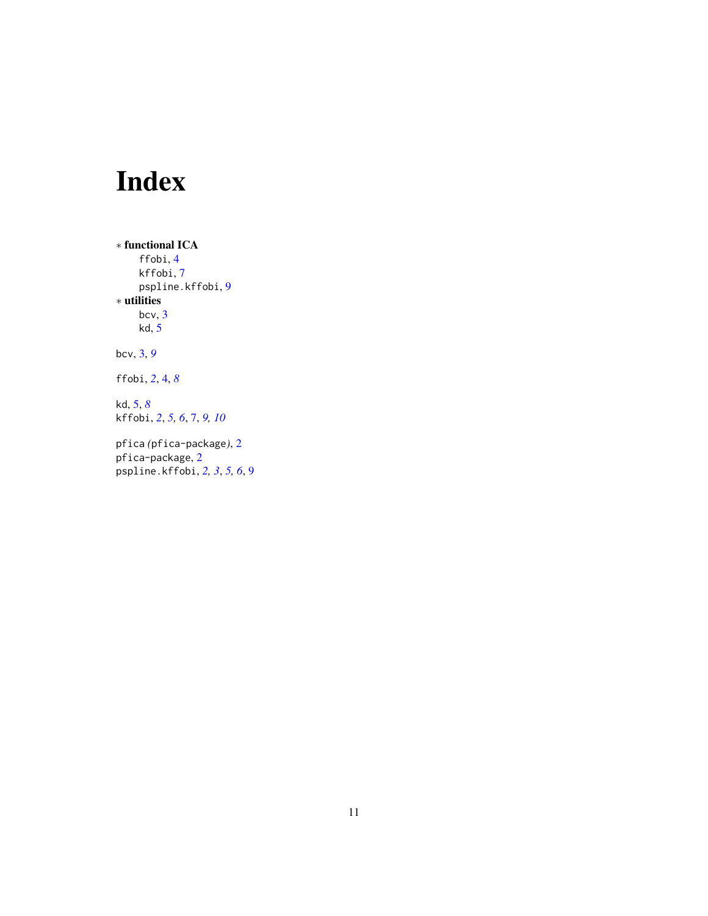# Index

* **functional ICA**
    ffobi, 4
    kffobi, 7
    pspline.kffobi, 9
* **utilities**
    bcv, 3
    kd, 5

bcv, 3, *9*

ffobi, *2*, 4, *8*

kd, 5, *8*
kffobi, *2*, *5, 6*, 7, *9, 10*

pfica *(*pfica-package*)*, 2
pfica-package, 2
pspline.kffobi, *2, 3*, *5, 6*, 9